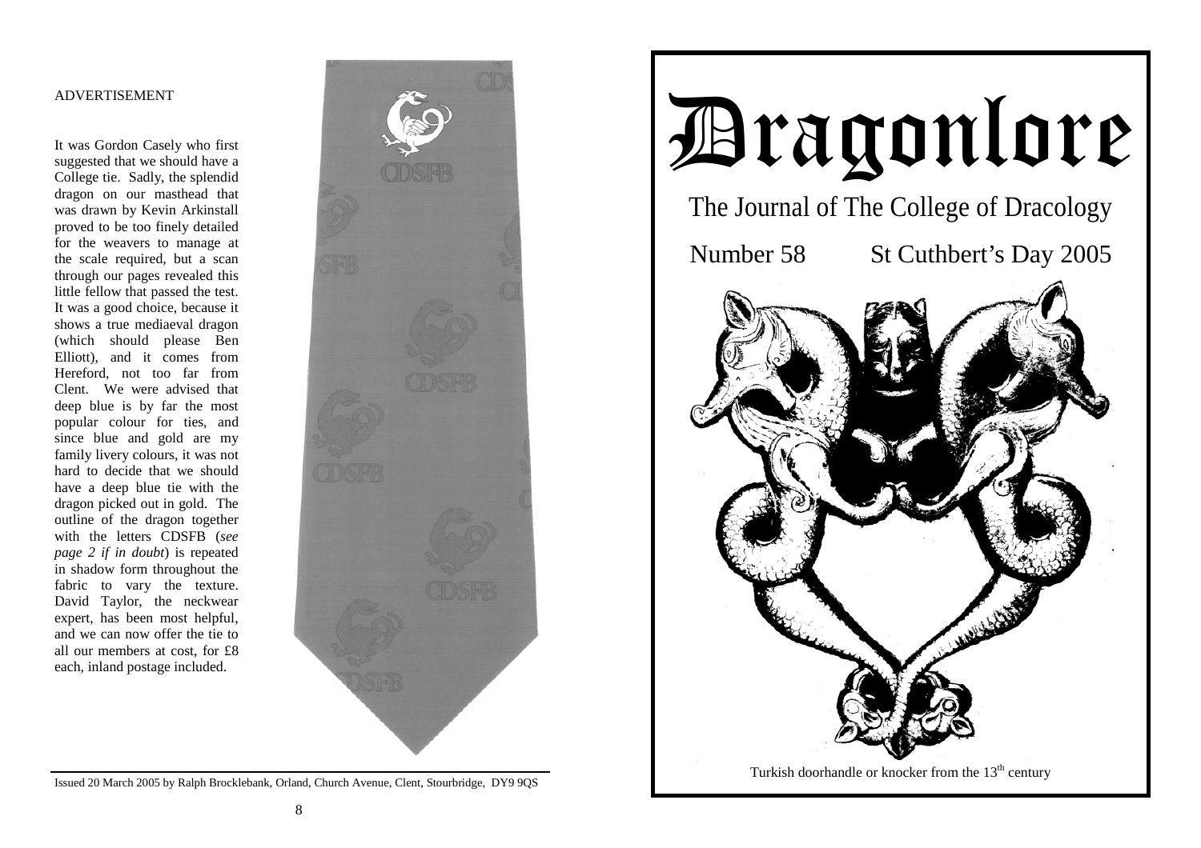ADVERTISEMENT

It was Gordon Casely who first suggested that we should have a College tie. Sadly, the splendid dragon on our masthead that was drawn by Kevin Arkinstall proved to be too finely detailed for the weavers to manage at the scale required, but a scan through our pages revealed this little fellow that passed the test. It was a good choice, because it shows a true mediaeval dragon (which should please Ben Elliott), and it comes from Hereford, not too far from Clent. We were advised that deep blue is by far the most popular colour for ties, and since blue and gold are my family livery colours, it was not hard to decide that we should have a deep blue tie with the dragon picked out in gold. The outline of the dragon together with the letters CDSFB (*see page 2 if in doubt*) is repeated in shadow form throughout the fabric to vary the texture. David Taylor, the neckwear expert, has been most helpful, and we can now offer the tie to all our members at cost, for £8 each, inland postage included.

Issued 20 March 2005 by Ralph Brocklebank, Orland, Church Avenue, Clent, Stourbridge, DY9 9QS

# Dragonlore

## The Journal of The College of Dracology

Number 58 St Cuthbert's Day 2005

Turkish doorhandle or knocker from the 13th century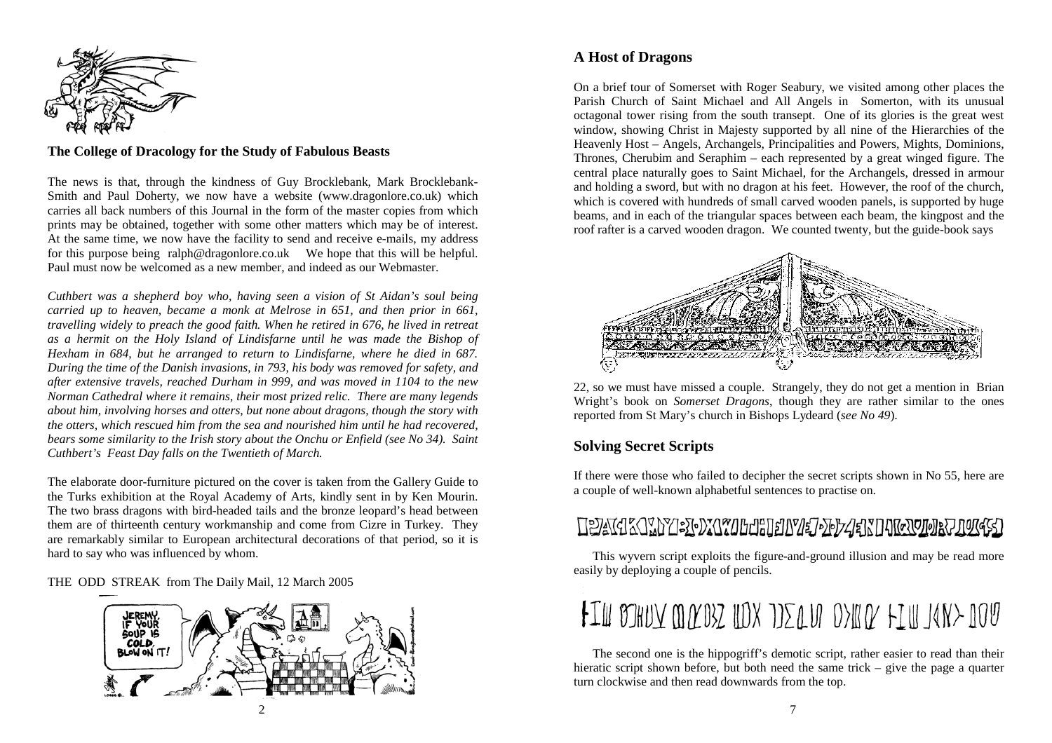## The College of Dracology for the Study of Fabulous Beasts

The news is that, through the kindness of Guy Brocklebank, Mark Brocklebank-Smith and Paul Doherty, we now have a website (www.dragonlore.co.uk) which carries all back numbers of this Journal in the form of the master copies from which prints may be obtained, together with some other matters which may be of interest. At the same time, we now have the facility to send and receive e-mails, my address for this purpose being ralph@dragonlore.co.uk We hope that this will be helpful. Paul must now be welcomed as a new member, and indeed as our Webmaster.

*Cuthbert was a shepherd boy who, having seen a vision of St Aidan's soul being carried up to heaven, became a monk at Melrose in 651, and then prior in 661, travelling widely to preach the good faith. When he retired in 676, he lived in retreat as a hermit on the Holy Island of Lindisfarne until he was made the Bishop of Hexham in 684, but he arranged to return to Lindisfarne, where he died in 687. During the time of the Danish invasions, in 793, his body was removed for safety, and after extensive travels, reached Durham in 999, and was moved in 1104 to the new Norman Cathedral where it remains, their most prized relic. There are many legends about him, involving horses and otters, but none about dragons, though the story with the otters, which rescued him from the sea and nourished him until he had recovered, bears some similarity to the Irish story about the Onchu or Enfield (see No 34). Saint Cuthbert's Feast Day falls on the Twentieth of March.*

The elaborate door-furniture pictured on the cover is taken from the Gallery Guide to the Turks exhibition at the Royal Academy of Arts, kindly sent in by Ken Mourin. The two brass dragons with bird-headed tails and the bronze leopard's head between them are of thirteenth century workmanship and come from Cizre in Turkey. They are remarkably similar to European architectural decorations of that period, so it is hard to say who was influenced by whom.

THE ODD STREAK from The Daily Mail, 12 March 2005

## A Host of Dragons

On a brief tour of Somerset with Roger Seabury, we visited among other places the Parish Church of Saint Michael and All Angels in Somerton, with its unusual octagonal tower rising from the south transept. One of its glories is the great west window, showing Christ in Majesty supported by all nine of the Hierarchies of the Heavenly Host – Angels, Archangels, Principalities and Powers, Mights, Dominions, Thrones, Cherubim and Seraphim – each represented by a great winged figure. The central place naturally goes to Saint Michael, for the Archangels, dressed in armour and holding a sword, but with no dragon at his feet. However, the roof of the church, which is covered with hundreds of small carved wooden panels, is supported by huge beams, and in each of the triangular spaces between each beam, the kingpost and the roof rafter is a carved wooden dragon. We counted twenty, but the guide-book says 22, so we must have missed a couple. Strangely, they do not get a mention in Brian Wright's book on *Somerset Dragons*, though they are rather similar to the ones reported from St Mary's church in Bishops Lydeard (*see No 49*).

## Solving Secret Scripts

If there were those who failed to decipher the secret scripts shown in No 55, here are a couple of well-known alphabetful sentences to practise on.

This wyvern script exploits the figure-and-ground illusion and may be read more easily by deploying a couple of pencils.

The second one is the hippogriff's demotic script, rather easier to read than their hieratic script shown before, but both need the same trick – give the page a quarter turn clockwise and then read downwards from the top.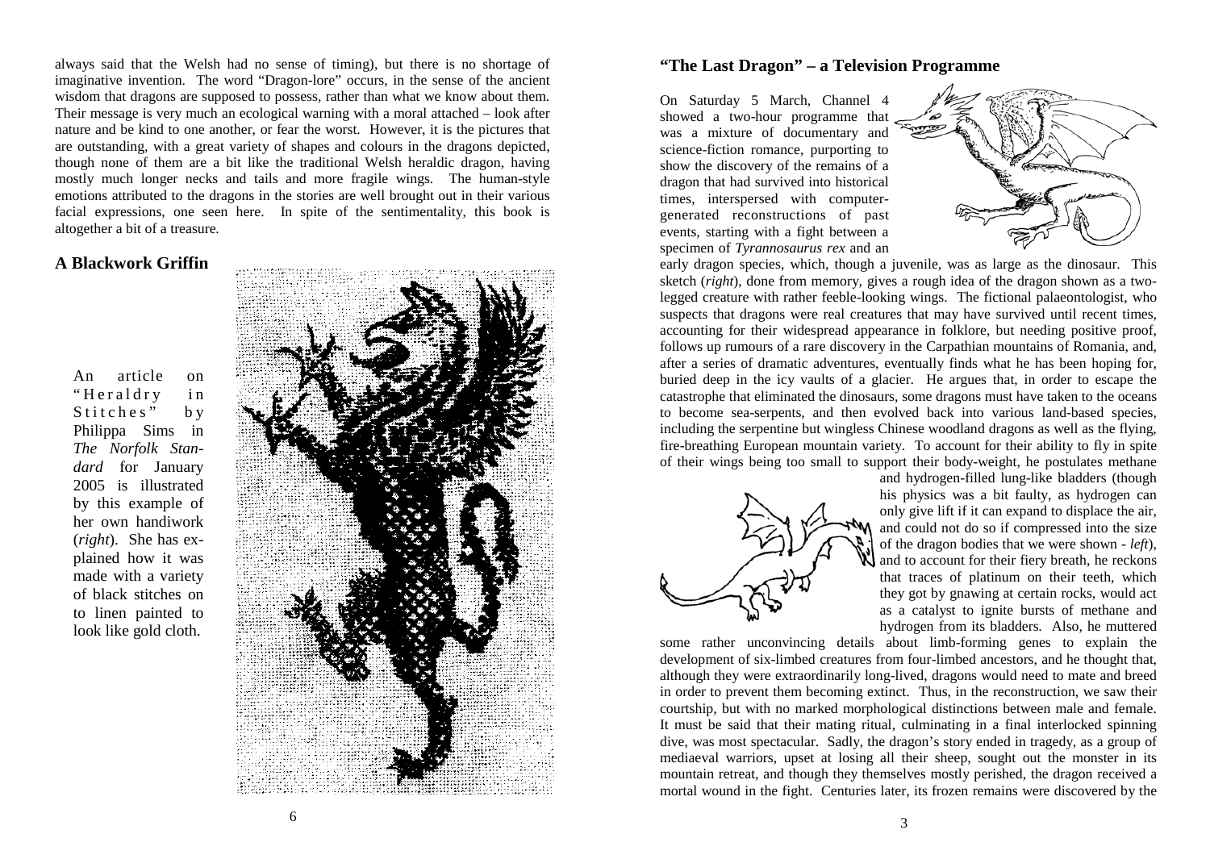always said that the Welsh had no sense of timing), but there is no shortage of imaginative invention. The word "Dragon-lore" occurs, in the sense of the ancient wisdom that dragons are supposed to possess, rather than what we know about them. Their message is very much an ecological warning with a moral attached – look after nature and be kind to one another, or fear the worst. However, it is the pictures that are outstanding, with a great variety of shapes and colours in the dragons depicted, though none of them are a bit like the traditional Welsh heraldic dragon, having mostly much longer necks and tails and more fragile wings. The human-style emotions attributed to the dragons in the stories are well brought out in their various facial expressions, one seen here. In spite of the sentimentality, this book is altogether a bit of a treasure.

## A Blackwork Griffin

An article on "Heraldry in Stitches" by Philippa Sims in *The Norfolk Standard* for January 2005 is illustrated by this example of her own handiwork (*right*). She has explained how it was made with a variety of black stitches on to linen painted to look like gold cloth.

## "The Last Dragon" – a Television Programme

On Saturday 5 March, Channel 4 showed a two-hour programme that was a mixture of documentary and science-fiction romance, purporting to show the discovery of the remains of a dragon that had survived into historical times, interspersed with computer-generated reconstructions of past events, starting with a fight between a specimen of *Tyrannosaurus rex* and an early dragon species, which, though a juvenile, was as large as the dinosaur. This sketch (*right*), done from memory, gives a rough idea of the dragon shown as a two-legged creature with rather feeble-looking wings. The fictional palaeontologist, who suspects that dragons were real creatures that may have survived until recent times, accounting for their widespread appearance in folklore, but needing positive proof, follows up rumours of a rare discovery in the Carpathian mountains of Romania, and, after a series of dramatic adventures, eventually finds what he has been hoping for, buried deep in the icy vaults of a glacier. He argues that, in order to escape the catastrophe that eliminated the dinosaurs, some dragons must have taken to the oceans to become sea-serpents, and then evolved back into various land-based species, including the serpentine but wingless Chinese woodland dragons as well as the flying, fire-breathing European mountain variety. To account for their ability to fly in spite of their wings being too small to support their body-weight, he postulates methane and hydrogen-filled lung-like bladders (though his physics was a bit faulty, as hydrogen can only give lift if it can expand to displace the air, and could not do so if compressed into the size of the dragon bodies that we were shown - *left*), and to account for their fiery breath, he reckons that traces of platinum on their teeth, which they got by gnawing at certain rocks, would act as a catalyst to ignite bursts of methane and hydrogen from its bladders. Also, he muttered some rather unconvincing details about limb-forming genes to explain the development of six-limbed creatures from four-limbed ancestors, and he thought that, although they were extraordinarily long-lived, dragons would need to mate and breed in order to prevent them becoming extinct. Thus, in the reconstruction, we saw their courtship, but with no marked morphological distinctions between male and female. It must be said that their mating ritual, culminating in a final interlocked spinning dive, was most spectacular. Sadly, the dragon's story ended in tragedy, as a group of mediaeval warriors, upset at losing all their sheep, sought out the monster in its mountain retreat, and though they themselves mostly perished, the dragon received a mortal wound in the fight. Centuries later, its frozen remains were discovered by the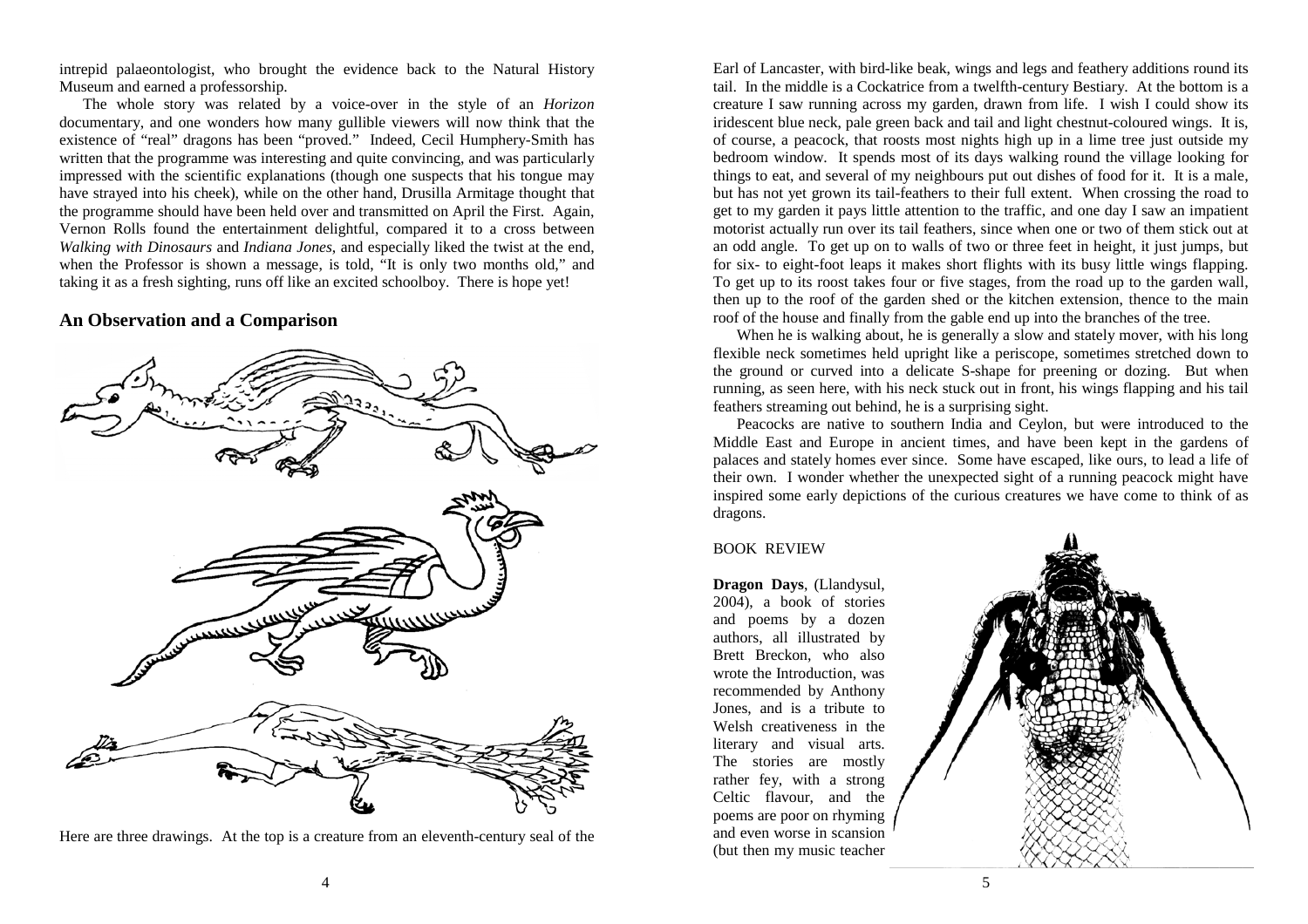intrepid palaeontologist, who brought the evidence back to the Natural History Museum and earned a professorship.

The whole story was related by a voice-over in the style of an *Horizon* documentary, and one wonders how many gullible viewers will now think that the existence of "real" dragons has been "proved." Indeed, Cecil Humphery-Smith has written that the programme was interesting and quite convincing, and was particularly impressed with the scientific explanations (though one suspects that his tongue may have strayed into his cheek), while on the other hand, Drusilla Armitage thought that the programme should have been held over and transmitted on April the First. Again, Vernon Rolls found the entertainment delightful, compared it to a cross between *Walking with Dinosaurs* and *Indiana Jones*, and especially liked the twist at the end, when the Professor is shown a message, is told, "It is only two months old," and taking it as a fresh sighting, runs off like an excited schoolboy. There is hope yet!

## An Observation and a Comparison

Here are three drawings. At the top is a creature from an eleventh-century seal of the Earl of Lancaster, with bird-like beak, wings and legs and feathery additions round its tail. In the middle is a Cockatrice from a twelfth-century Bestiary. At the bottom is a creature I saw running across my garden, drawn from life. I wish I could show its iridescent blue neck, pale green back and tail and light chestnut-coloured wings. It is, of course, a peacock, that roosts most nights high up in a lime tree just outside my bedroom window. It spends most of its days walking round the village looking for things to eat, and several of my neighbours put out dishes of food for it. It is a male, but has not yet grown its tail-feathers to their full extent. When crossing the road to get to my garden it pays little attention to the traffic, and one day I saw an impatient motorist actually run over its tail feathers, since when one or two of them stick out at an odd angle. To get up on to walls of two or three feet in height, it just jumps, but for six- to eight-foot leaps it makes short flights with its busy little wings flapping. To get up to its roost takes four or five stages, from the road up to the garden wall, then up to the roof of the garden shed or the kitchen extension, thence to the main roof of the house and finally from the gable end up into the branches of the tree.

When he is walking about, he is generally a slow and stately mover, with his long flexible neck sometimes held upright like a periscope, sometimes stretched down to the ground or curved into a delicate S-shape for preening or dozing. But when running, as seen here, with his neck stuck out in front, his wings flapping and his tail feathers streaming out behind, he is a surprising sight.

Peacocks are native to southern India and Ceylon, but were introduced to the Middle East and Europe in ancient times, and have been kept in the gardens of palaces and stately homes ever since. Some have escaped, like ours, to lead a life of their own. I wonder whether the unexpected sight of a running peacock might have inspired some early depictions of the curious creatures we have come to think of as dragons.

BOOK REVIEW

**Dragon Days**, (Llandysul, 2004), a book of stories and poems by a dozen authors, all illustrated by Brett Breckon, who also wrote the Introduction, was recommended by Anthony Jones, and is a tribute to Welsh creativeness in the literary and visual arts. The stories are mostly rather fey, with a strong Celtic flavour, and the poems are poor on rhyming and even worse in scansion (but then my music teacher